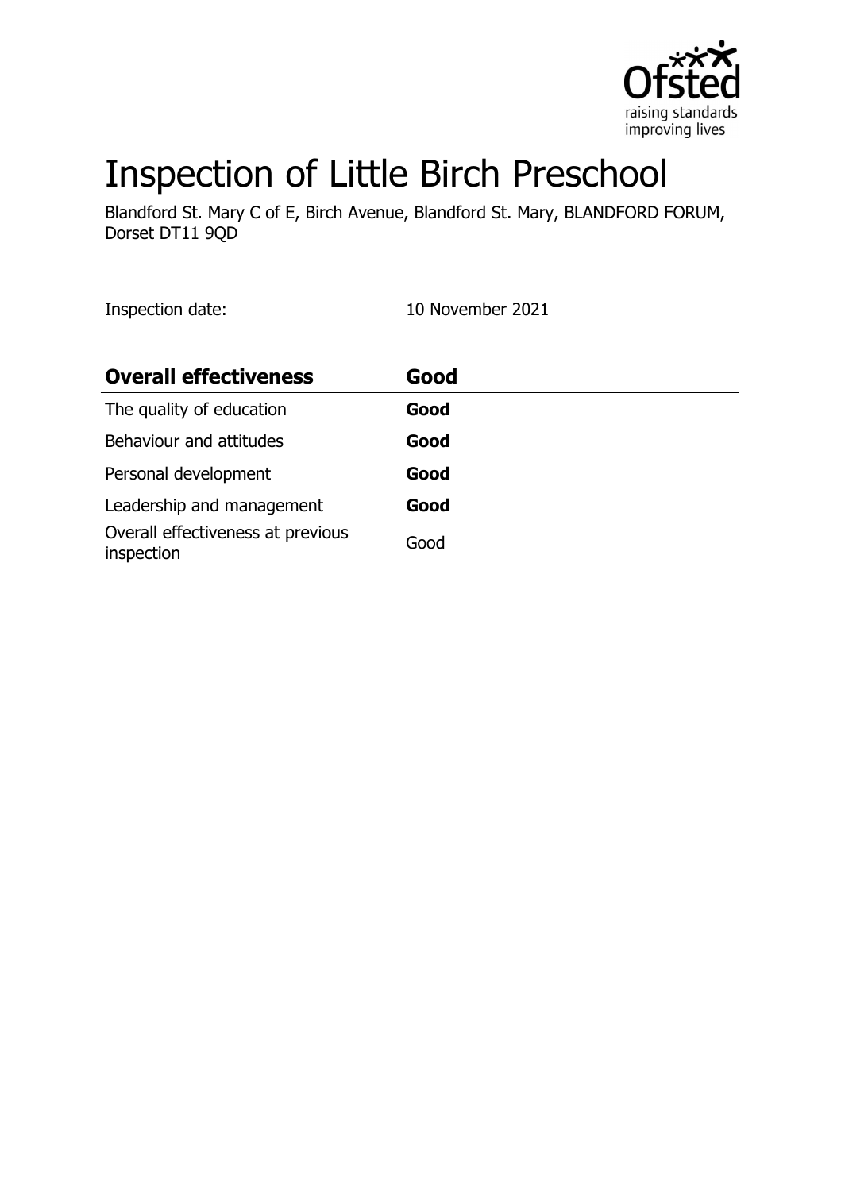# Inspection of Little Birch Preschool

Blandford St. Mary C of E, Birch Avenue, Blandford St. Mary, BLANDFORD FORUM, Dorset DT11 9QD

Inspection date: 10 November 2021

| **Overall effectiveness** | **Good** |
| --- | --- |
| The quality of education | **Good** |
| Behaviour and attitudes | **Good** |
| Personal development | **Good** |
| Leadership and management | **Good** |
| Overall effectiveness at previous inspection | Good |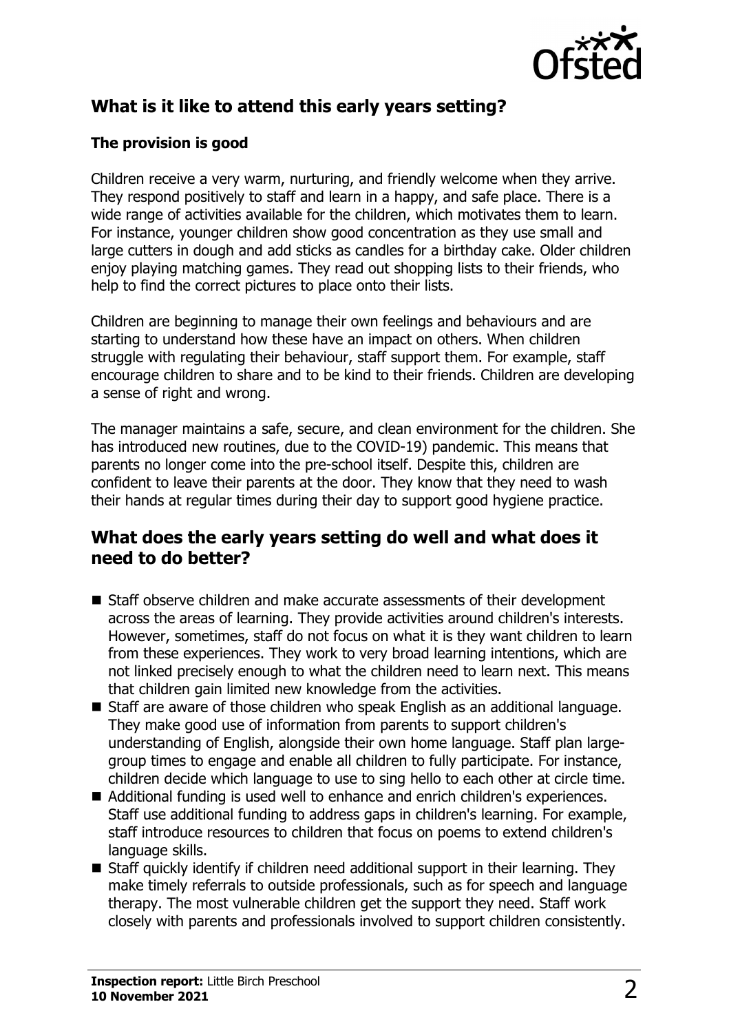## What is it like to attend this early years setting?

### The provision is good

Children receive a very warm, nurturing, and friendly welcome when they arrive. They respond positively to staff and learn in a happy, and safe place. There is a wide range of activities available for the children, which motivates them to learn. For instance, younger children show good concentration as they use small and large cutters in dough and add sticks as candles for a birthday cake. Older children enjoy playing matching games. They read out shopping lists to their friends, who help to find the correct pictures to place onto their lists.

Children are beginning to manage their own feelings and behaviours and are starting to understand how these have an impact on others. When children struggle with regulating their behaviour, staff support them. For example, staff encourage children to share and to be kind to their friends. Children are developing a sense of right and wrong.

The manager maintains a safe, secure, and clean environment for the children. She has introduced new routines, due to the COVID-19) pandemic. This means that parents no longer come into the pre-school itself. Despite this, children are confident to leave their parents at the door. They know that they need to wash their hands at regular times during their day to support good hygiene practice.

## What does the early years setting do well and what does it need to do better?

- Staff observe children and make accurate assessments of their development across the areas of learning. They provide activities around children's interests. However, sometimes, staff do not focus on what it is they want children to learn from these experiences. They work to very broad learning intentions, which are not linked precisely enough to what the children need to learn next. This means that children gain limited new knowledge from the activities.
- Staff are aware of those children who speak English as an additional language. They make good use of information from parents to support children's understanding of English, alongside their own home language. Staff plan large-group times to engage and enable all children to fully participate. For instance, children decide which language to use to sing hello to each other at circle time.
- Additional funding is used well to enhance and enrich children's experiences. Staff use additional funding to address gaps in children's learning. For example, staff introduce resources to children that focus on poems to extend children's language skills.
- Staff quickly identify if children need additional support in their learning. They make timely referrals to outside professionals, such as for speech and language therapy. The most vulnerable children get the support they need. Staff work closely with parents and professionals involved to support children consistently.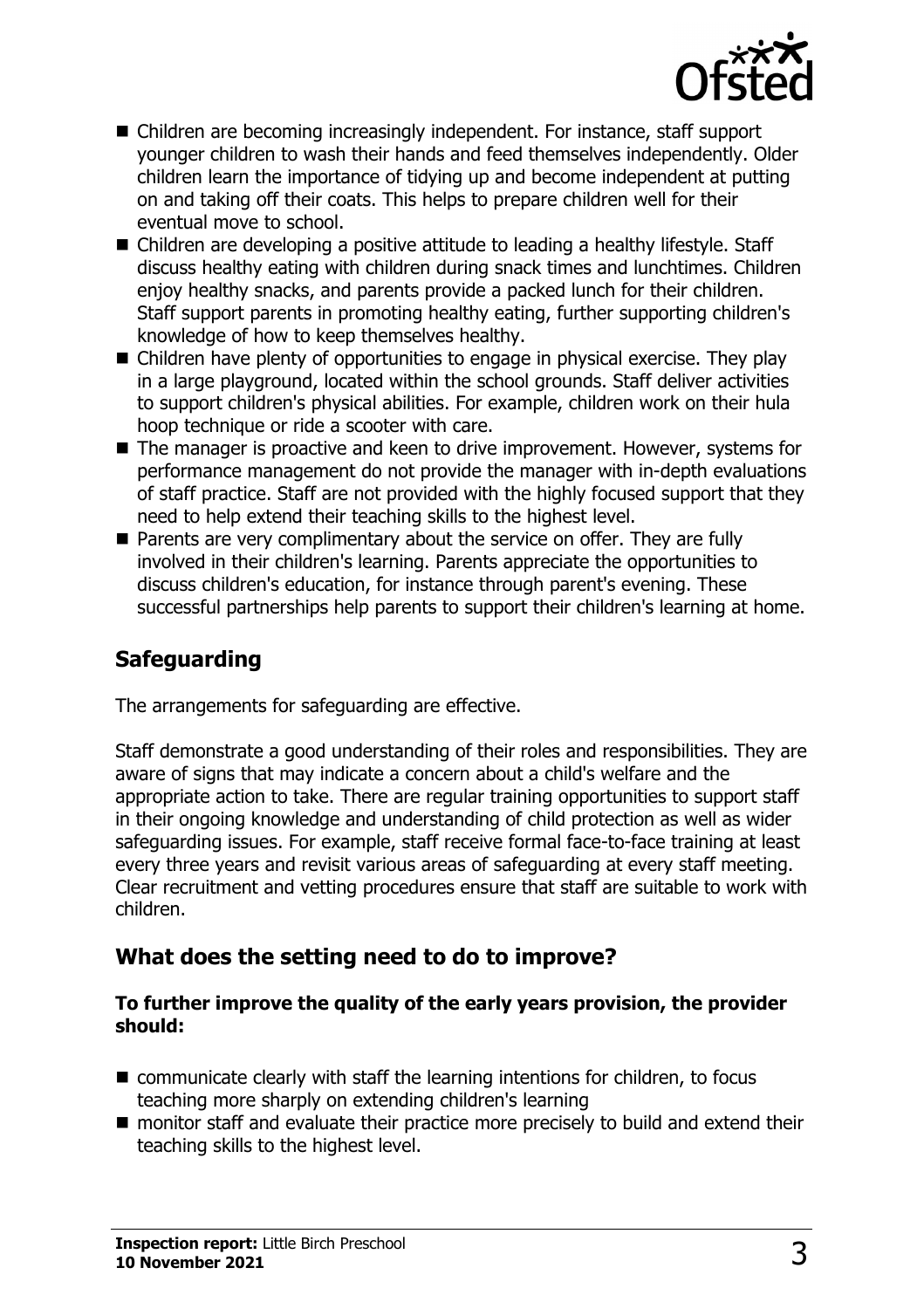- Children are becoming increasingly independent. For instance, staff support younger children to wash their hands and feed themselves independently. Older children learn the importance of tidying up and become independent at putting on and taking off their coats. This helps to prepare children well for their eventual move to school.
- Children are developing a positive attitude to leading a healthy lifestyle. Staff discuss healthy eating with children during snack times and lunchtimes. Children enjoy healthy snacks, and parents provide a packed lunch for their children. Staff support parents in promoting healthy eating, further supporting children's knowledge of how to keep themselves healthy.
- Children have plenty of opportunities to engage in physical exercise. They play in a large playground, located within the school grounds. Staff deliver activities to support children's physical abilities. For example, children work on their hula hoop technique or ride a scooter with care.
- The manager is proactive and keen to drive improvement. However, systems for performance management do not provide the manager with in-depth evaluations of staff practice. Staff are not provided with the highly focused support that they need to help extend their teaching skills to the highest level.
- Parents are very complimentary about the service on offer. They are fully involved in their children's learning. Parents appreciate the opportunities to discuss children's education, for instance through parent's evening. These successful partnerships help parents to support their children's learning at home.

## Safeguarding

The arrangements for safeguarding are effective.

Staff demonstrate a good understanding of their roles and responsibilities. They are aware of signs that may indicate a concern about a child's welfare and the appropriate action to take. There are regular training opportunities to support staff in their ongoing knowledge and understanding of child protection as well as wider safeguarding issues. For example, staff receive formal face-to-face training at least every three years and revisit various areas of safeguarding at every staff meeting. Clear recruitment and vetting procedures ensure that staff are suitable to work with children.

## What does the setting need to do to improve?

**To further improve the quality of the early years provision, the provider should:**

- communicate clearly with staff the learning intentions for children, to focus teaching more sharply on extending children's learning
- monitor staff and evaluate their practice more precisely to build and extend their teaching skills to the highest level.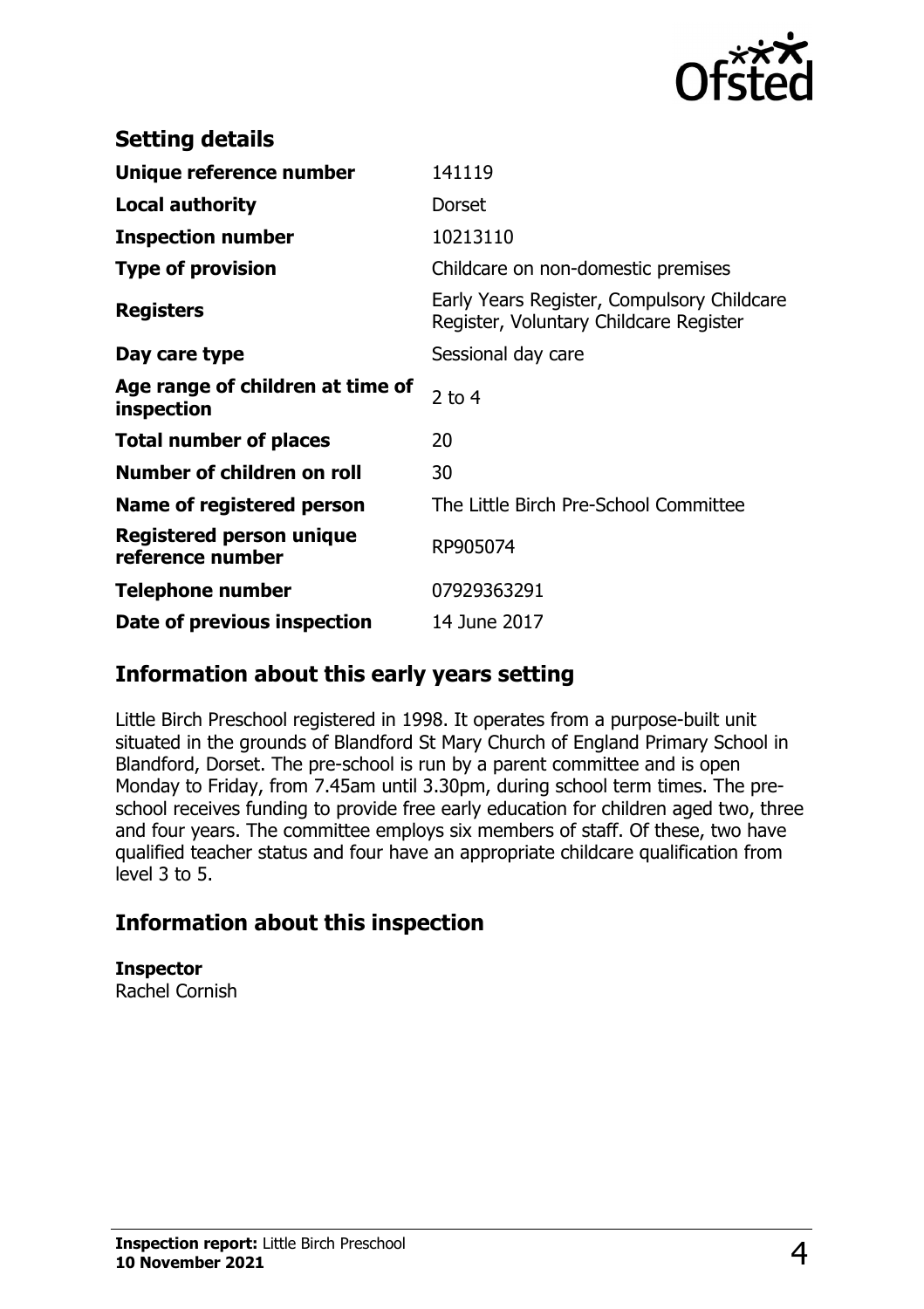## Setting details

| | |
|---|---|
| **Unique reference number** | 141119 |
| **Local authority** | Dorset |
| **Inspection number** | 10213110 |
| **Type of provision** | Childcare on non-domestic premises |
| **Registers** | Early Years Register, Compulsory Childcare Register, Voluntary Childcare Register |
| **Day care type** | Sessional day care |
| **Age range of children at time of inspection** | 2 to 4 |
| **Total number of places** | 20 |
| **Number of children on roll** | 30 |
| **Name of registered person** | The Little Birch Pre-School Committee |
| **Registered person unique reference number** | RP905074 |
| **Telephone number** | 07929363291 |
| **Date of previous inspection** | 14 June 2017 |

## Information about this early years setting

Little Birch Preschool registered in 1998. It operates from a purpose-built unit situated in the grounds of Blandford St Mary Church of England Primary School in Blandford, Dorset. The pre-school is run by a parent committee and is open Monday to Friday, from 7.45am until 3.30pm, during school term times. The pre-school receives funding to provide free early education for children aged two, three and four years. The committee employs six members of staff. Of these, two have qualified teacher status and four have an appropriate childcare qualification from level 3 to 5.

## Information about this inspection

**Inspector**
Rachel Cornish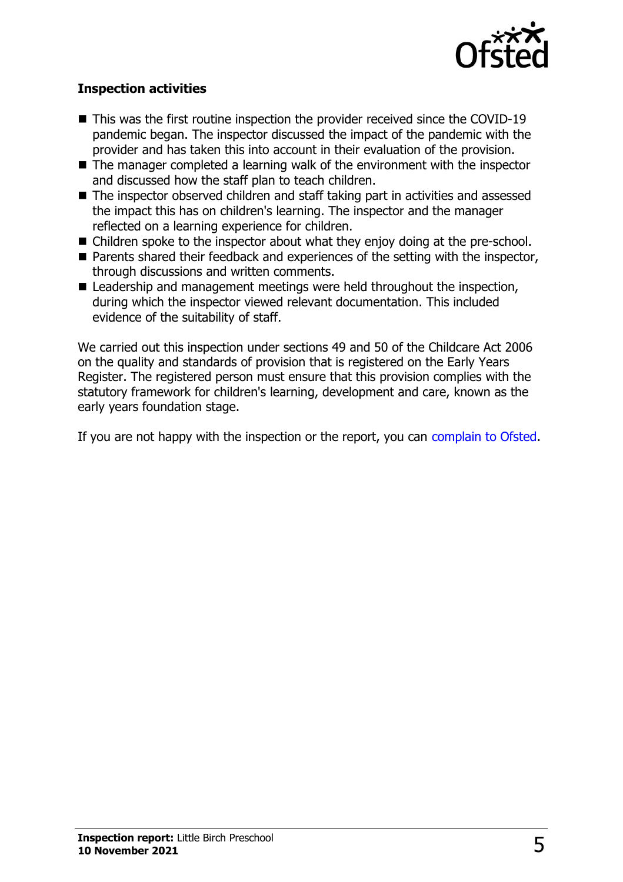### Inspection activities

- This was the first routine inspection the provider received since the COVID-19 pandemic began. The inspector discussed the impact of the pandemic with the provider and has taken this into account in their evaluation of the provision.
- The manager completed a learning walk of the environment with the inspector and discussed how the staff plan to teach children.
- The inspector observed children and staff taking part in activities and assessed the impact this has on children's learning. The inspector and the manager reflected on a learning experience for children.
- Children spoke to the inspector about what they enjoy doing at the pre-school.
- Parents shared their feedback and experiences of the setting with the inspector, through discussions and written comments.
- Leadership and management meetings were held throughout the inspection, during which the inspector viewed relevant documentation. This included evidence of the suitability of staff.

We carried out this inspection under sections 49 and 50 of the Childcare Act 2006 on the quality and standards of provision that is registered on the Early Years Register. The registered person must ensure that this provision complies with the statutory framework for children's learning, development and care, known as the early years foundation stage.

If you are not happy with the inspection or the report, you can complain to Ofsted.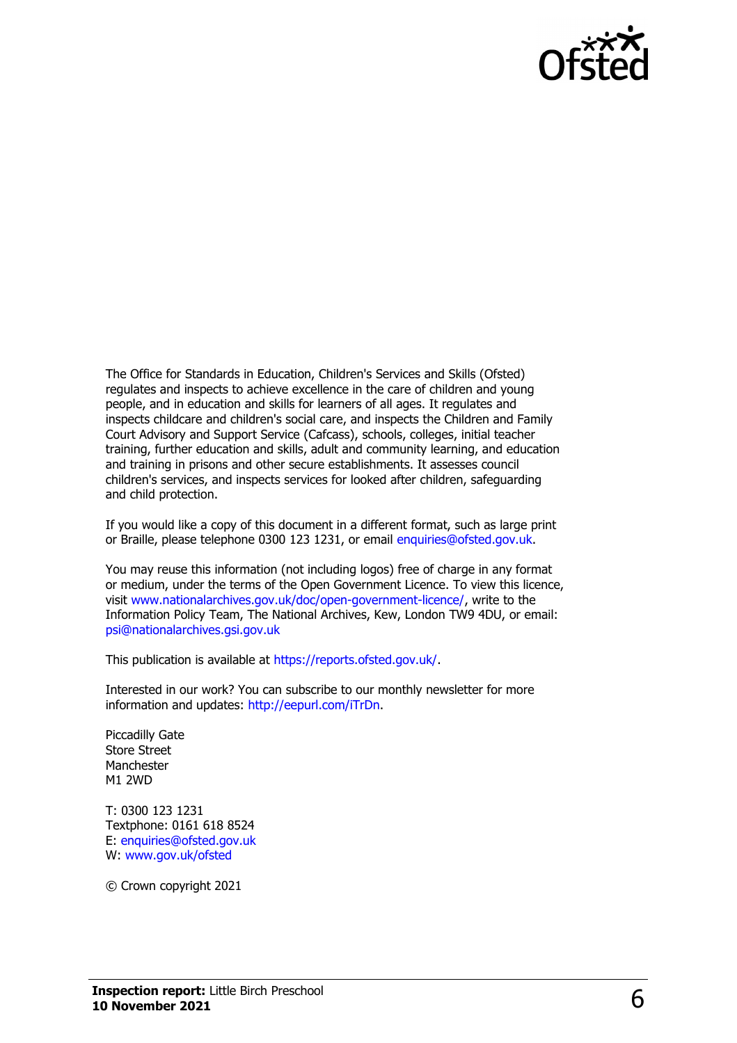The Office for Standards in Education, Children's Services and Skills (Ofsted) regulates and inspects to achieve excellence in the care of children and young people, and in education and skills for learners of all ages. It regulates and inspects childcare and children's social care, and inspects the Children and Family Court Advisory and Support Service (Cafcass), schools, colleges, initial teacher training, further education and skills, adult and community learning, and education and training in prisons and other secure establishments. It assesses council children's services, and inspects services for looked after children, safeguarding and child protection.

If you would like a copy of this document in a different format, such as large print or Braille, please telephone 0300 123 1231, or email enquiries@ofsted.gov.uk.

You may reuse this information (not including logos) free of charge in any format or medium, under the terms of the Open Government Licence. To view this licence, visit www.nationalarchives.gov.uk/doc/open-government-licence/, write to the Information Policy Team, The National Archives, Kew, London TW9 4DU, or email: psi@nationalarchives.gsi.gov.uk

This publication is available at https://reports.ofsted.gov.uk/.

Interested in our work? You can subscribe to our monthly newsletter for more information and updates: http://eepurl.com/iTrDn.

Piccadilly Gate
Store Street
Manchester
M1 2WD

T: 0300 123 1231
Textphone: 0161 618 8524
E: enquiries@ofsted.gov.uk
W: www.gov.uk/ofsted

© Crown copyright 2021